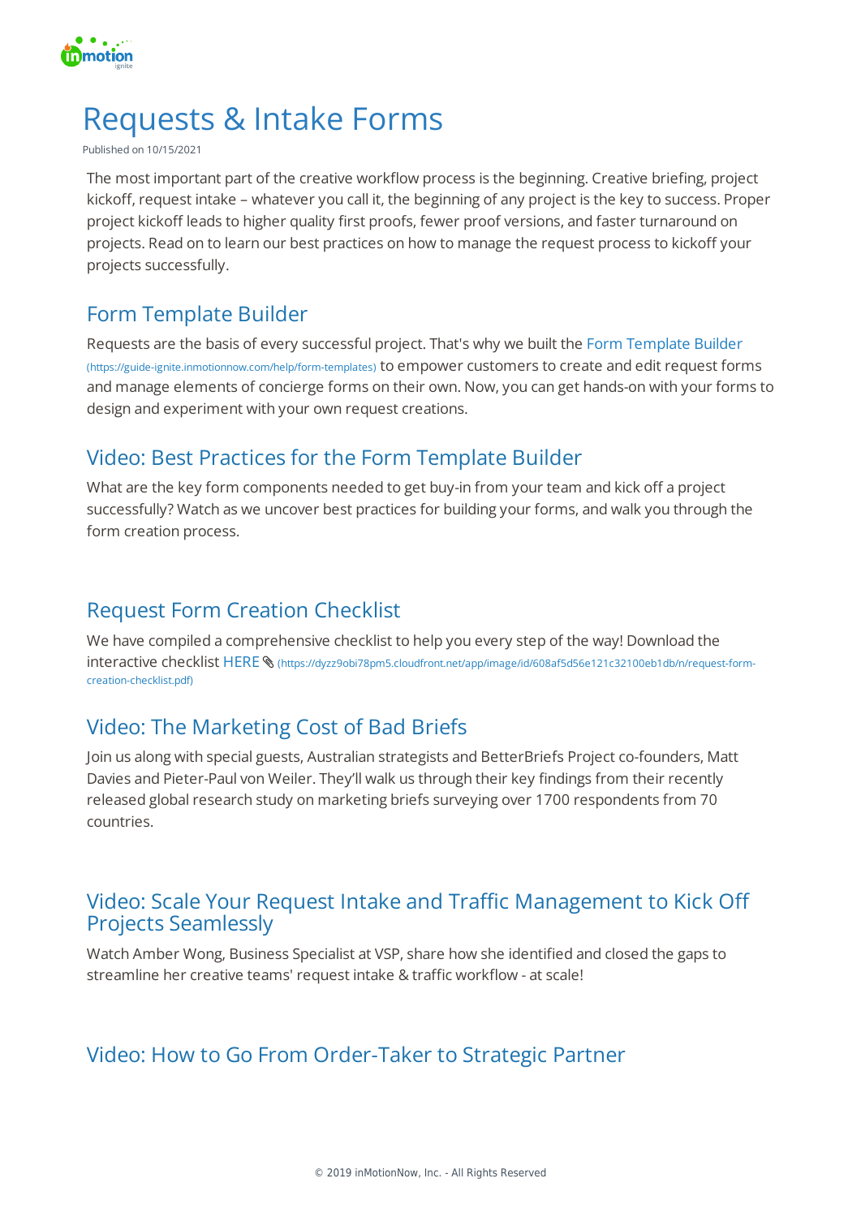# Requests & Intake Forms

Published on 10/15/2021

The most important part of the creative workflow process is the beginning. Creative briefing, project kickoff, request intake – whatever you call it, the beginning of any project is the key to success. Proper project kickoff leads to higher quality first proofs, fewer proof versions, and faster turnaround on projects. Read on to learn our best practices on how to manage the request process to kickoff your projects successfully.

## Form Template Builder

Requests are the basis of every successful project. That's why we built the Form Template Builder (https://guide-ignite.inmotionnow.com/help/form-templates) to empower customers to create and edit request forms and manage elements of concierge forms on their own. Now, you can get hands-on with your forms to design and experiment with your own request creations.

## Video: Best Practices for the Form Template Builder

What are the key form components needed to get buy-in from your team and kick off a project successfully? Watch as we uncover best practices for building your forms, and walk you through the form creation process.

## Request Form Creation Checklist

We have compiled a comprehensive checklist to help you every step of the way! Download the interactive checklist HERE (https://dyzz9obi78pm5.cloudfront.net/app/image/id/608af5d56e121c32100eb1db/n/request-form-creation-checklist.pdf)

## Video: The Marketing Cost of Bad Briefs

Join us along with special guests, Australian strategists and BetterBriefs Project co-founders, Matt Davies and Pieter-Paul von Weiler. They'll walk us through their key findings from their recently released global research study on marketing briefs surveying over 1700 respondents from 70 countries.

## Video: Scale Your Request Intake and Traffic Management to Kick Off Projects Seamlessly

Watch Amber Wong, Business Specialist at VSP, share how she identified and closed the gaps to streamline her creative teams' request intake & traffic workflow - at scale!

## Video: How to Go From Order-Taker to Strategic Partner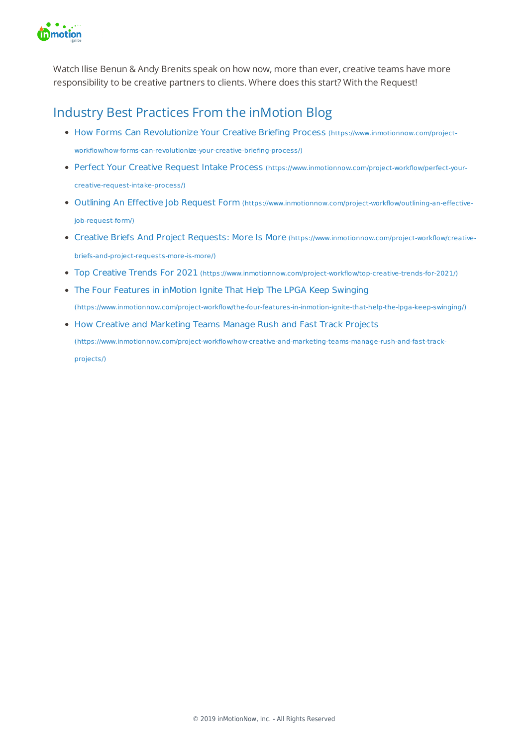Watch Ilise Benun & Andy Brenits speak on how now, more than ever, creative teams have more responsibility to be creative partners to clients. Where does this start? With the Request!

## Industry Best Practices From the inMotion Blog

- How Forms Can Revolutionize Your Creative Briefing Process (https://www.inmotionnow.com/project-workflow/how-forms-can-revolutionize-your-creative-briefing-process/)
- Perfect Your Creative Request Intake Process (https://www.inmotionnow.com/project-workflow/perfect-your-creative-request-intake-process/)
- Outlining An Effective Job Request Form (https://www.inmotionnow.com/project-workflow/outlining-an-effective-job-request-form/)
- Creative Briefs And Project Requests: More Is More (https://www.inmotionnow.com/project-workflow/creative-briefs-and-project-requests-more-is-more/)
- Top Creative Trends For 2021 (https://www.inmotionnow.com/project-workflow/top-creative-trends-for-2021/)
- The Four Features in inMotion Ignite That Help The LPGA Keep Swinging (https://www.inmotionnow.com/project-workflow/the-four-features-in-inmotion-ignite-that-help-the-lpga-keep-swinging/)
- How Creative and Marketing Teams Manage Rush and Fast Track Projects (https://www.inmotionnow.com/project-workflow/how-creative-and-marketing-teams-manage-rush-and-fast-track-projects/)

© 2019 inMotionNow, Inc. - All Rights Reserved